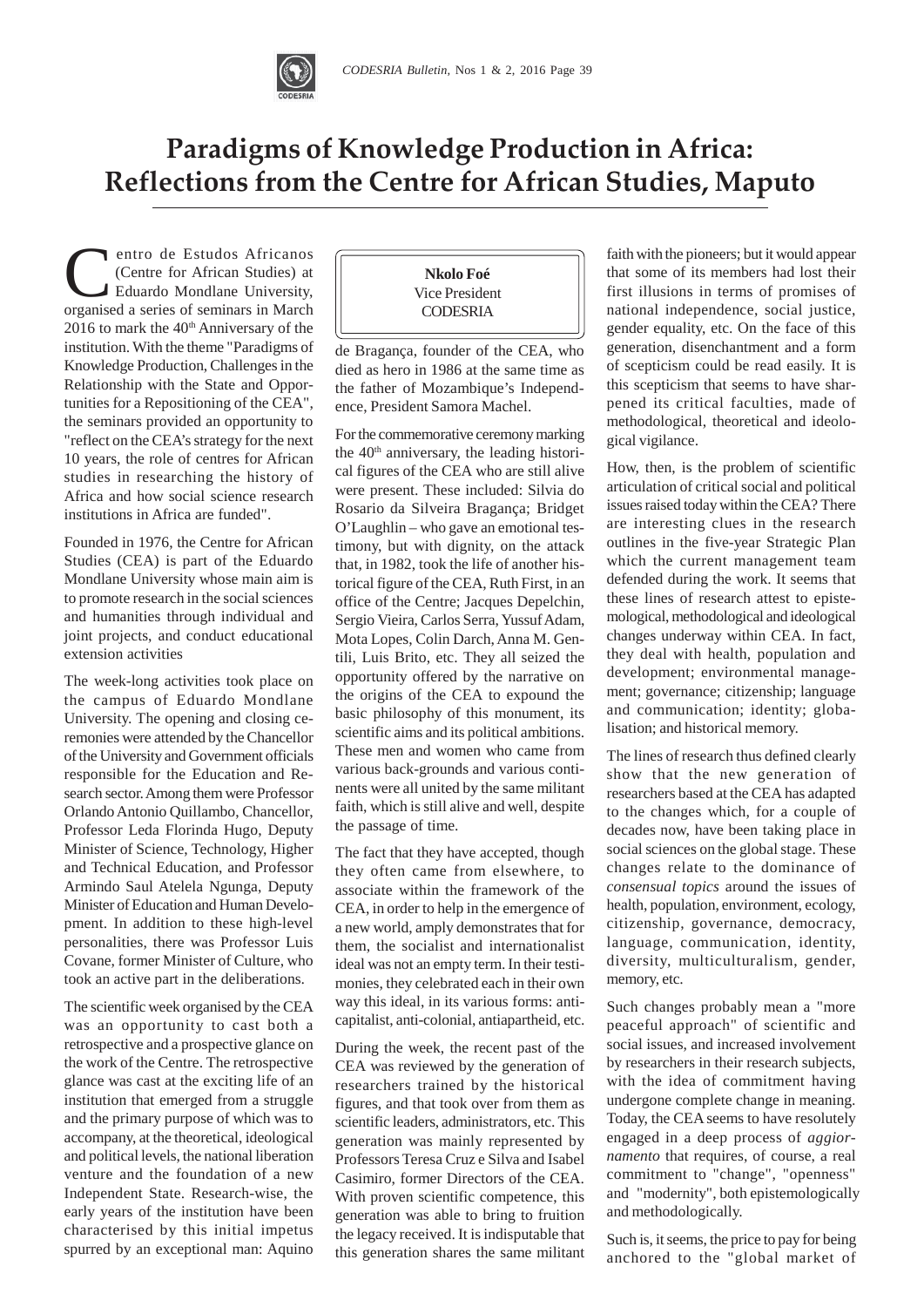# Paradigms of Knowledge Production in Africa: Reflections from the Centre for African Studies, Maputo

**Nkolo Foé**
Vice President
CODESRIA

Centro de Estudos Africanos (Centre for African Studies) at Eduardo Mondlane University, organised a series of seminars in March 2016 to mark the 40th Anniversary of the institution. With the theme "Paradigms of Knowledge Production, Challenges in the Relationship with the State and Opportunities for a Repositioning of the CEA", the seminars provided an opportunity to "reflect on the CEA's strategy for the next 10 years, the role of centres for African studies in researching the history of Africa and how social science research institutions in Africa are funded".

Founded in 1976, the Centre for African Studies (CEA) is part of the Eduardo Mondlane University whose main aim is to promote research in the social sciences and humanities through individual and joint projects, and conduct educational extension activities

The week-long activities took place on the campus of Eduardo Mondlane University. The opening and closing ceremonies were attended by the Chancellor of the University and Government officials responsible for the Education and Research sector. Among them were Professor Orlando Antonio Quillambo, Chancellor, Professor Leda Florinda Hugo, Deputy Minister of Science, Technology, Higher and Technical Education, and Professor Armindo Saul Atelela Ngunga, Deputy Minister of Education and Human Development. In addition to these high-level personalities, there was Professor Luis Covane, former Minister of Culture, who took an active part in the deliberations.

The scientific week organised by the CEA was an opportunity to cast both a retrospective and a prospective glance on the work of the Centre. The retrospective glance was cast at the exciting life of an institution that emerged from a struggle and the primary purpose of which was to accompany, at the theoretical, ideological and political levels, the national liberation venture and the foundation of a new Independent State. Research-wise, the early years of the institution have been characterised by this initial impetus spurred by an exceptional man: Aquino de Bragança, founder of the CEA, who died as hero in 1986 at the same time as the father of Mozambique's Independence, President Samora Machel.

For the commemorative ceremony marking the 40th anniversary, the leading historical figures of the CEA who are still alive were present. These included: Silvia do Rosario da Silveira Bragança; Bridget O'Laughlin – who gave an emotional testimony, but with dignity, on the attack that, in 1982, took the life of another historical figure of the CEA, Ruth First, in an office of the Centre; Jacques Depelchin, Sergio Vieira, Carlos Serra, Yussuf Adam, Mota Lopes, Colin Darch, Anna M. Gentili, Luis Brito, etc. They all seized the opportunity offered by the narrative on the origins of the CEA to expound the basic philosophy of this monument, its scientific aims and its political ambitions. These men and women who came from various back-grounds and various continents were all united by the same militant faith, which is still alive and well, despite the passage of time.

The fact that they have accepted, though they often came from elsewhere, to associate within the framework of the CEA, in order to help in the emergence of a new world, amply demonstrates that for them, the socialist and internationalist ideal was not an empty term. In their testimonies, they celebrated each in their own way this ideal, in its various forms: anti-capitalist, anti-colonial, antiapartheid, etc.

During the week, the recent past of the CEA was reviewed by the generation of researchers trained by the historical figures, and that took over from them as scientific leaders, administrators, etc. This generation was mainly represented by Professors Teresa Cruz e Silva and Isabel Casimiro, former Directors of the CEA. With proven scientific competence, this generation was able to bring to fruition the legacy received. It is indisputable that this generation shares the same militant faith with the pioneers; but it would appear that some of its members had lost their first illusions in terms of promises of national independence, social justice, gender equality, etc. On the face of this generation, disenchantment and a form of scepticism could be read easily. It is this scepticism that seems to have sharpened its critical faculties, made of methodological, theoretical and ideological vigilance.

How, then, is the problem of scientific articulation of critical social and political issues raised today within the CEA? There are interesting clues in the research outlines in the five-year Strategic Plan which the current management team defended during the work. It seems that these lines of research attest to epistemological, methodological and ideological changes underway within CEA. In fact, they deal with health, population and development; environmental management; governance; citizenship; language and communication; identity; globalisation; and historical memory.

The lines of research thus defined clearly show that the new generation of researchers based at the CEA has adapted to the changes which, for a couple of decades now, have been taking place in social sciences on the global stage. These changes relate to the dominance of *consensual topics* around the issues of health, population, environment, ecology, citizenship, governance, democracy, language, communication, identity, diversity, multiculturalism, gender, memory, etc.

Such changes probably mean a "more peaceful approach" of scientific and social issues, and increased involvement by researchers in their research subjects, with the idea of commitment having undergone complete change in meaning. Today, the CEA seems to have resolutely engaged in a deep process of *aggiornamento* that requires, of course, a real commitment to "change", "openness" and "modernity", both epistemologically and methodologically.

Such is, it seems, the price to pay for being anchored to the "global market of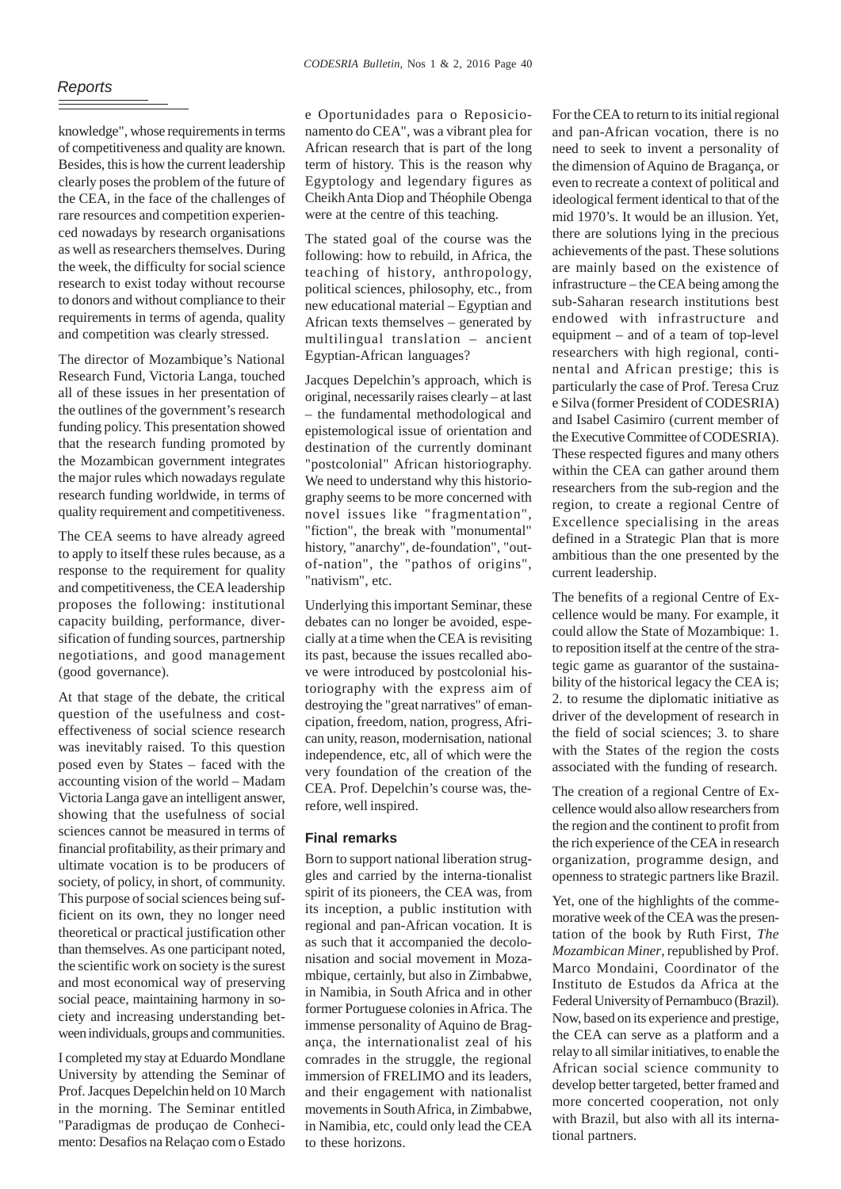knowledge", whose requirements in terms of competitiveness and quality are known. Besides, this is how the current leadership clearly poses the problem of the future of the CEA, in the face of the challenges of rare resources and competition experienced nowadays by research organisations as well as researchers themselves. During the week, the difficulty for social science research to exist today without recourse to donors and without compliance to their requirements in terms of agenda, quality and competition was clearly stressed.

The director of Mozambique's National Research Fund, Victoria Langa, touched all of these issues in her presentation of the outlines of the government's research funding policy. This presentation showed that the research funding promoted by the Mozambican government integrates the major rules which nowadays regulate research funding worldwide, in terms of quality requirement and competitiveness.

The CEA seems to have already agreed to apply to itself these rules because, as a response to the requirement for quality and competitiveness, the CEA leadership proposes the following: institutional capacity building, performance, diversification of funding sources, partnership negotiations, and good management (good governance).

At that stage of the debate, the critical question of the usefulness and cost-effectiveness of social science research was inevitably raised. To this question posed even by States – faced with the accounting vision of the world – Madam Victoria Langa gave an intelligent answer, showing that the usefulness of social sciences cannot be measured in terms of financial profitability, as their primary and ultimate vocation is to be producers of society, of policy, in short, of community. This purpose of social sciences being sufficient on its own, they no longer need theoretical or practical justification other than themselves. As one participant noted, the scientific work on society is the surest and most economical way of preserving social peace, maintaining harmony in society and increasing understanding between individuals, groups and communities.

I completed my stay at Eduardo Mondlane University by attending the Seminar of Prof. Jacques Depelchin held on 10 March in the morning. The Seminar entitled "Paradigmas de produçao de Conhecimento: Desafios na Relaçao com o Estado e Oportunidades para o Reposicionamento do CEA", was a vibrant plea for African research that is part of the long term of history. This is the reason why Egyptology and legendary figures as Cheikh Anta Diop and Théophile Obenga were at the centre of this teaching.

The stated goal of the course was the following: how to rebuild, in Africa, the teaching of history, anthropology, political sciences, philosophy, etc., from new educational material – Egyptian and African texts themselves – generated by multilingual translation – ancient Egyptian-African languages?

Jacques Depelchin's approach, which is original, necessarily raises clearly – at last – the fundamental methodological and epistemological issue of orientation and destination of the currently dominant "postcolonial" African historiography. We need to understand why this historiography seems to be more concerned with novel issues like "fragmentation", "fiction", the break with "monumental" history, "anarchy", de-foundation", "out-of-nation", the "pathos of origins", "nativism", etc.

Underlying this important Seminar, these debates can no longer be avoided, especially at a time when the CEA is revisiting its past, because the issues recalled above were introduced by postcolonial historiography with the express aim of destroying the "great narratives" of emancipation, freedom, nation, progress, African unity, reason, modernisation, national independence, etc, all of which were the very foundation of the creation of the CEA. Prof. Depelchin's course was, therefore, well inspired.

### Final remarks

Born to support national liberation struggles and carried by the interna-tionalist spirit of its pioneers, the CEA was, from its inception, a public institution with regional and pan-African vocation. It is as such that it accompanied the decolonisation and social movement in Mozambique, certainly, but also in Zimbabwe, in Namibia, in South Africa and in other former Portuguese colonies in Africa. The immense personality of Aquino de Bragança, the internationalist zeal of his comrades in the struggle, the regional immersion of FRELIMO and its leaders, and their engagement with nationalist movements in South Africa, in Zimbabwe, in Namibia, etc, could only lead the CEA to these horizons.

For the CEA to return to its initial regional and pan-African vocation, there is no need to seek to invent a personality of the dimension of Aquino de Bragança, or even to recreate a context of political and ideological ferment identical to that of the mid 1970's. It would be an illusion. Yet, there are solutions lying in the precious achievements of the past. These solutions are mainly based on the existence of infrastructure – the CEA being among the sub-Saharan research institutions best endowed with infrastructure and equipment – and of a team of top-level researchers with high regional, continental and African prestige; this is particularly the case of Prof. Teresa Cruz e Silva (former President of CODESRIA) and Isabel Casimiro (current member of the Executive Committee of CODESRIA). These respected figures and many others within the CEA can gather around them researchers from the sub-region and the region, to create a regional Centre of Excellence specialising in the areas defined in a Strategic Plan that is more ambitious than the one presented by the current leadership.

The benefits of a regional Centre of Excellence would be many. For example, it could allow the State of Mozambique: 1. to reposition itself at the centre of the strategic game as guarantor of the sustainability of the historical legacy the CEA is; 2. to resume the diplomatic initiative as driver of the development of research in the field of social sciences; 3. to share with the States of the region the costs associated with the funding of research.

The creation of a regional Centre of Excellence would also allow researchers from the region and the continent to profit from the rich experience of the CEA in research organization, programme design, and openness to strategic partners like Brazil.

Yet, one of the highlights of the commemorative week of the CEA was the presentation of the book by Ruth First, *The Mozambican Miner*, republished by Prof. Marco Mondaini, Coordinator of the Instituto de Estudos da Africa at the Federal University of Pernambuco (Brazil). Now, based on its experience and prestige, the CEA can serve as a platform and a relay to all similar initiatives, to enable the African social science community to develop better targeted, better framed and more concerted cooperation, not only with Brazil, but also with all its international partners.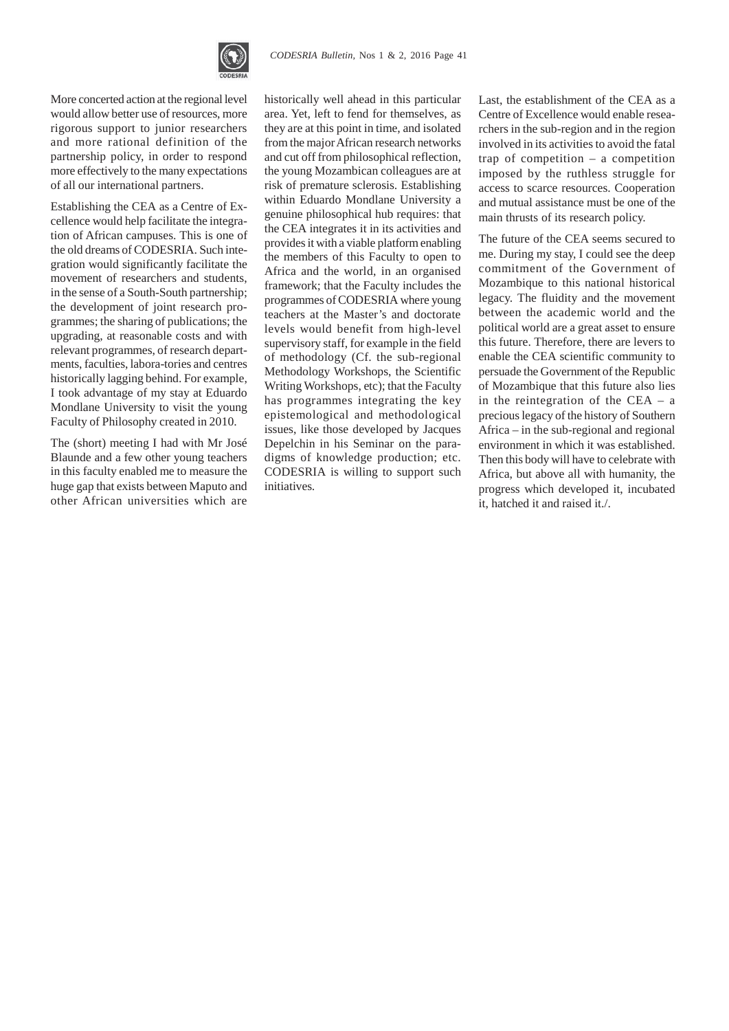More concerted action at the regional level would allow better use of resources, more rigorous support to junior researchers and more rational definition of the partnership policy, in order to respond more effectively to the many expectations of all our international partners.

Establishing the CEA as a Centre of Excellence would help facilitate the integration of African campuses. This is one of the old dreams of CODESRIA. Such integration would significantly facilitate the movement of researchers and students, in the sense of a South-South partnership; the development of joint research programmes; the sharing of publications; the upgrading, at reasonable costs and with relevant programmes, of research departments, faculties, labora-tories and centres historically lagging behind. For example, I took advantage of my stay at Eduardo Mondlane University to visit the young Faculty of Philosophy created in 2010.

The (short) meeting I had with Mr José Blaunde and a few other young teachers in this faculty enabled me to measure the huge gap that exists between Maputo and other African universities which are historically well ahead in this particular area. Yet, left to fend for themselves, as they are at this point in time, and isolated from the major African research networks and cut off from philosophical reflection, the young Mozambican colleagues are at risk of premature sclerosis. Establishing within Eduardo Mondlane University a genuine philosophical hub requires: that the CEA integrates it in its activities and provides it with a viable platform enabling the members of this Faculty to open to Africa and the world, in an organised framework; that the Faculty includes the programmes of CODESRIA where young teachers at the Master's and doctorate levels would benefit from high-level supervisory staff, for example in the field of methodology (Cf. the sub-regional Methodology Workshops, the Scientific Writing Workshops, etc); that the Faculty has programmes integrating the key epistemological and methodological issues, like those developed by Jacques Depelchin in his Seminar on the paradigms of knowledge production; etc. CODESRIA is willing to support such initiatives.

Last, the establishment of the CEA as a Centre of Excellence would enable researchers in the sub-region and in the region involved in its activities to avoid the fatal trap of competition – a competition imposed by the ruthless struggle for access to scarce resources. Cooperation and mutual assistance must be one of the main thrusts of its research policy.

The future of the CEA seems secured to me. During my stay, I could see the deep commitment of the Government of Mozambique to this national historical legacy. The fluidity and the movement between the academic world and the political world are a great asset to ensure this future. Therefore, there are levers to enable the CEA scientific community to persuade the Government of the Republic of Mozambique that this future also lies in the reintegration of the CEA – a precious legacy of the history of Southern Africa – in the sub-regional and regional environment in which it was established. Then this body will have to celebrate with Africa, but above all with humanity, the progress which developed it, incubated it, hatched it and raised it./.